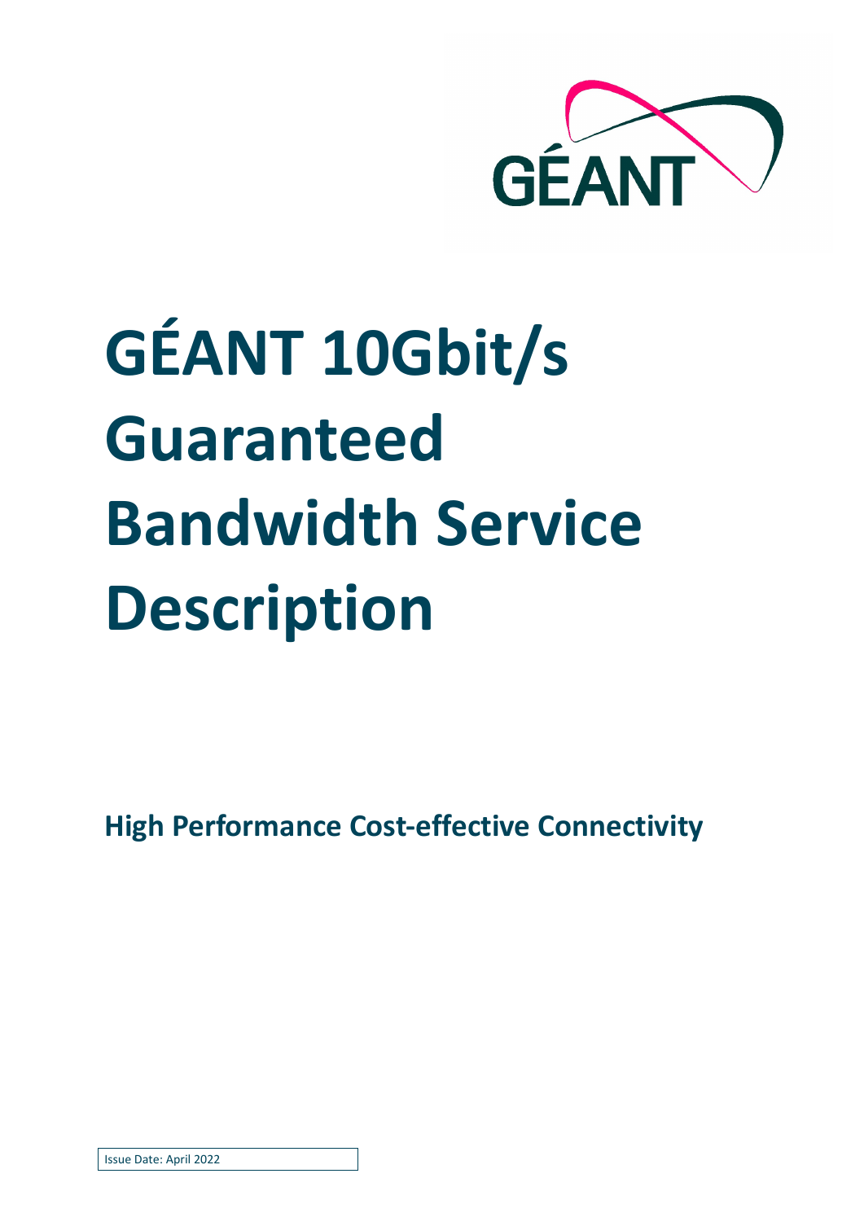# GÉANT 10Gbit/s Guaranteed Bandwidth Service Description

**High Performance Cost-effective Connectivity**

Issue Date: April 2022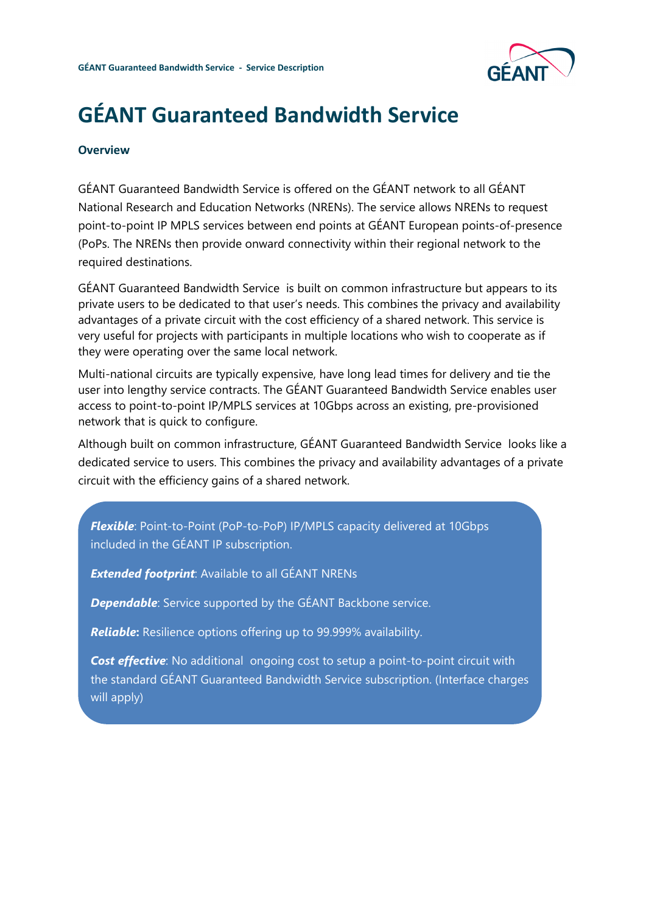# GÉANT Guaranteed Bandwidth Service

## Overview

GÉANT Guaranteed Bandwidth Service is offered on the GÉANT network to all GÉANT National Research and Education Networks (NRENs). The service allows NRENs to request point-to-point IP MPLS services between end points at GÉANT European points-of-presence (PoPs. The NRENs then provide onward connectivity within their regional network to the required destinations.

GÉANT Guaranteed Bandwidth Service is built on common infrastructure but appears to its private users to be dedicated to that user's needs. This combines the privacy and availability advantages of a private circuit with the cost efficiency of a shared network. This service is very useful for projects with participants in multiple locations who wish to cooperate as if they were operating over the same local network.

Multi-national circuits are typically expensive, have long lead times for delivery and tie the user into lengthy service contracts. The GÉANT Guaranteed Bandwidth Service enables user access to point-to-point IP/MPLS services at 10Gbps across an existing, pre-provisioned network that is quick to configure.

Although built on common infrastructure, GÉANT Guaranteed Bandwidth Service looks like a dedicated service to users. This combines the privacy and availability advantages of a private circuit with the efficiency gains of a shared network.

***Flexible***: Point-to-Point (PoP-to-PoP) IP/MPLS capacity delivered at 10Gbps included in the GÉANT IP subscription.

***Extended footprint***: Available to all GÉANT NRENs

***Dependable***: Service supported by the GÉANT Backbone service.

***Reliable*:** Resilience options offering up to 99.999% availability.

***Cost effective***: No additional ongoing cost to setup a point-to-point circuit with the standard GÉANT Guaranteed Bandwidth Service subscription. (Interface charges will apply)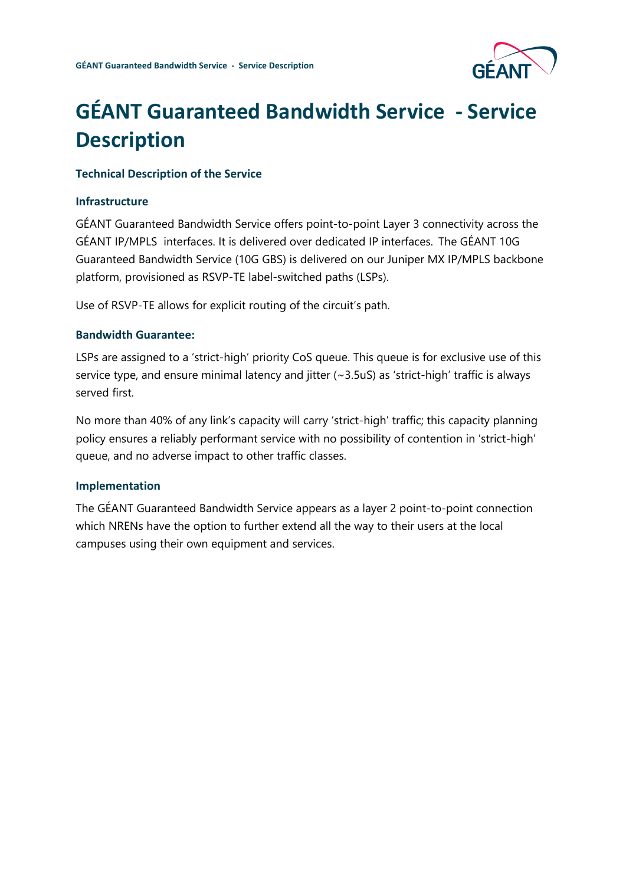# GÉANT Guaranteed Bandwidth Service  - Service Description

### Technical Description of the Service

### Infrastructure

GÉANT Guaranteed Bandwidth Service offers point-to-point Layer 3 connectivity across the GÉANT IP/MPLS  interfaces. It is delivered over dedicated IP interfaces.  The GÉANT 10G Guaranteed Bandwidth Service (10G GBS) is delivered on our Juniper MX IP/MPLS backbone platform, provisioned as RSVP-TE label-switched paths (LSPs).

Use of RSVP-TE allows for explicit routing of the circuit's path.

### Bandwidth Guarantee:

LSPs are assigned to a 'strict-high' priority CoS queue. This queue is for exclusive use of this service type, and ensure minimal latency and jitter (~3.5uS) as 'strict-high' traffic is always served first.

No more than 40% of any link's capacity will carry 'strict-high' traffic; this capacity planning policy ensures a reliably performant service with no possibility of contention in 'strict-high' queue, and no adverse impact to other traffic classes.

### Implementation

The GÉANT Guaranteed Bandwidth Service appears as a layer 2 point-to-point connection which NRENs have the option to further extend all the way to their users at the local campuses using their own equipment and services.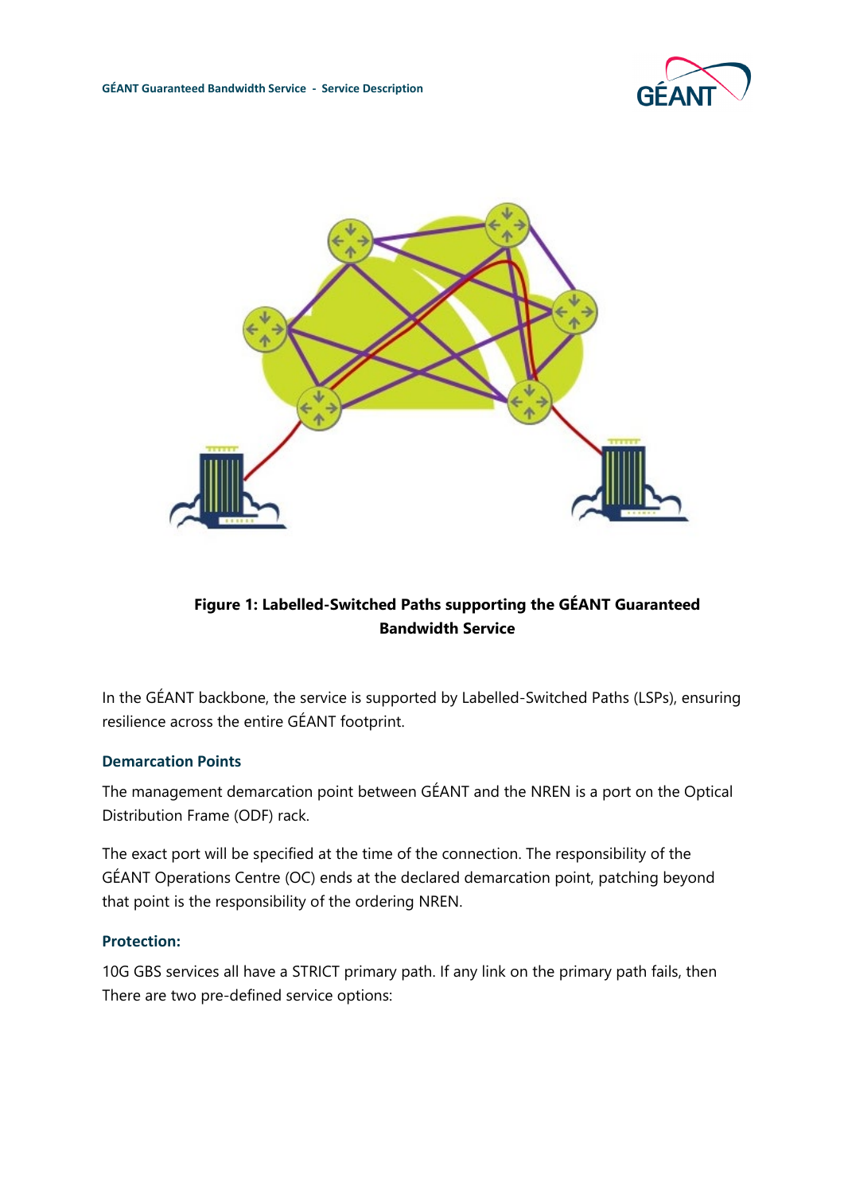**Figure 1: Labelled-Switched Paths supporting the GÉANT Guaranteed Bandwidth Service**

In the GÉANT backbone, the service is supported by Labelled-Switched Paths (LSPs), ensuring resilience across the entire GÉANT footprint.

### Demarcation Points

The management demarcation point between GÉANT and the NREN is a port on the Optical Distribution Frame (ODF) rack.

The exact port will be specified at the time of the connection. The responsibility of the GÉANT Operations Centre (OC) ends at the declared demarcation point, patching beyond that point is the responsibility of the ordering NREN.

### Protection:

10G GBS services all have a STRICT primary path. If any link on the primary path fails, then There are two pre-defined service options: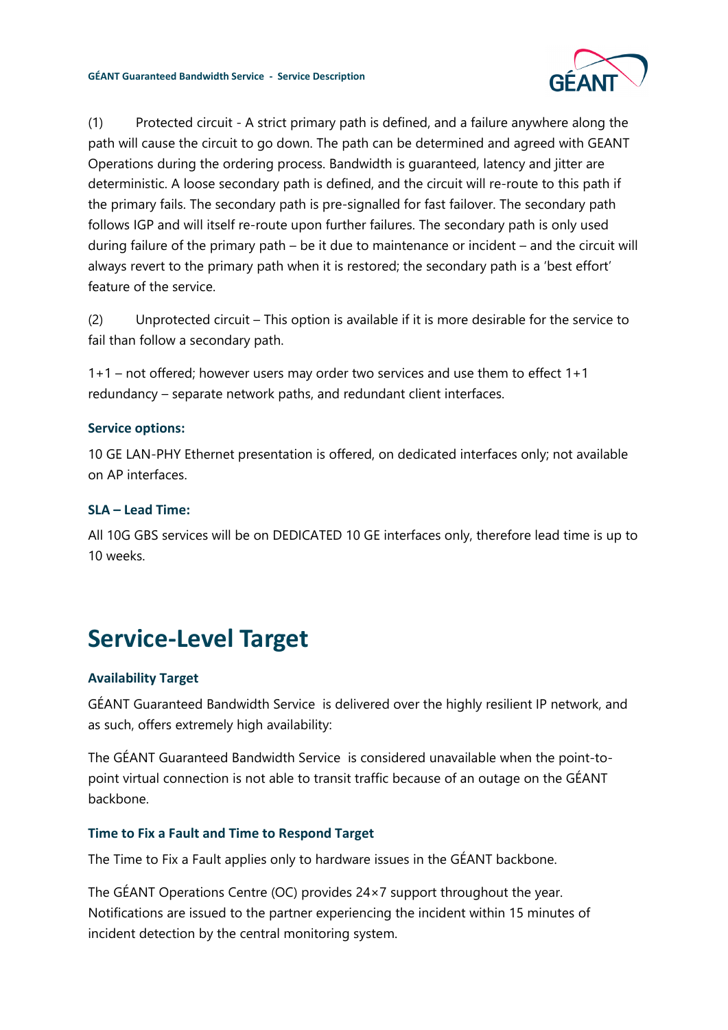(1)	Protected circuit - A strict primary path is defined, and a failure anywhere along the path will cause the circuit to go down. The path can be determined and agreed with GEANT Operations during the ordering process. Bandwidth is guaranteed, latency and jitter are deterministic. A loose secondary path is defined, and the circuit will re-route to this path if the primary fails. The secondary path is pre-signalled for fast failover. The secondary path follows IGP and will itself re-route upon further failures. The secondary path is only used during failure of the primary path – be it due to maintenance or incident – and the circuit will always revert to the primary path when it is restored; the secondary path is a 'best effort' feature of the service.

(2)	Unprotected circuit – This option is available if it is more desirable for the service to fail than follow a secondary path.

1+1 – not offered; however users may order two services and use them to effect 1+1 redundancy – separate network paths, and redundant client interfaces.

### Service options:

10 GE LAN-PHY Ethernet presentation is offered, on dedicated interfaces only; not available on AP interfaces.

### SLA – Lead Time:

All 10G GBS services will be on DEDICATED 10 GE interfaces only, therefore lead time is up to 10 weeks.

# Service-Level Target

### Availability Target

GÉANT Guaranteed Bandwidth Service is delivered over the highly resilient IP network, and as such, offers extremely high availability:

The GÉANT Guaranteed Bandwidth Service is considered unavailable when the point-to-point virtual connection is not able to transit traffic because of an outage on the GÉANT backbone.

### Time to Fix a Fault and Time to Respond Target

The Time to Fix a Fault applies only to hardware issues in the GÉANT backbone.

The GÉANT Operations Centre (OC) provides 24×7 support throughout the year. Notifications are issued to the partner experiencing the incident within 15 minutes of incident detection by the central monitoring system.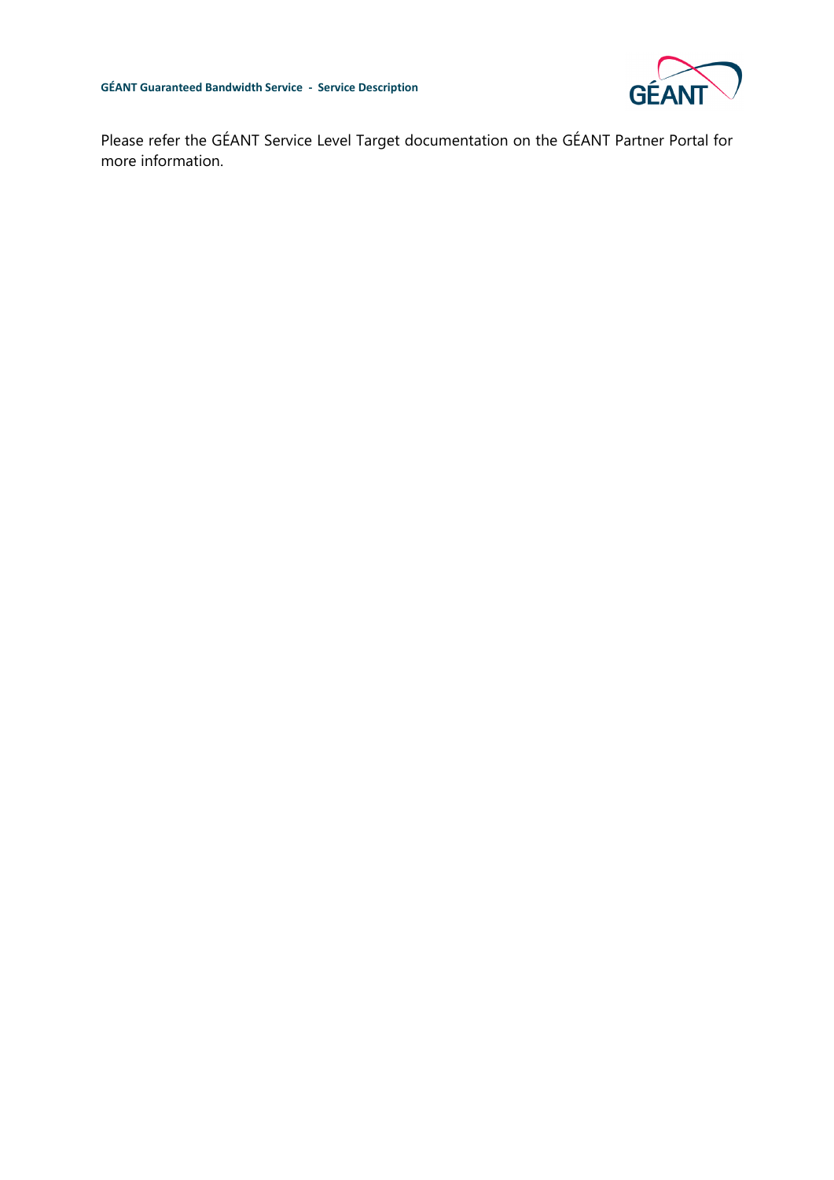Please refer the GÉANT Service Level Target documentation on the GÉANT Partner Portal for more information.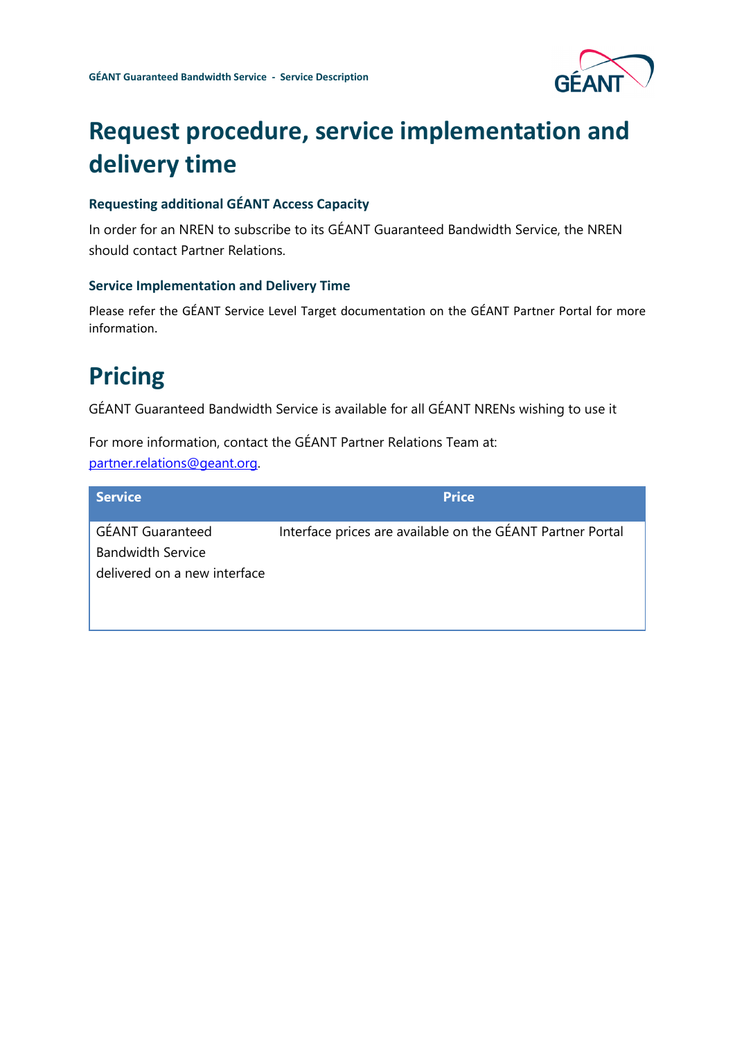# Request procedure, service implementation and delivery time

### Requesting additional GÉANT Access Capacity

In order for an NREN to subscribe to its GÉANT Guaranteed Bandwidth Service, the NREN should contact Partner Relations.

### Service Implementation and Delivery Time

Please refer the GÉANT Service Level Target documentation on the GÉANT Partner Portal for more information.

# Pricing

GÉANT Guaranteed Bandwidth Service is available for all GÉANT NRENs wishing to use it

For more information, contact the GÉANT Partner Relations Team at: partner.relations@geant.org.

| Service | Price |
| --- | --- |
| GÉANT Guaranteed Bandwidth Service delivered on a new interface | Interface prices are available on the GÉANT Partner Portal |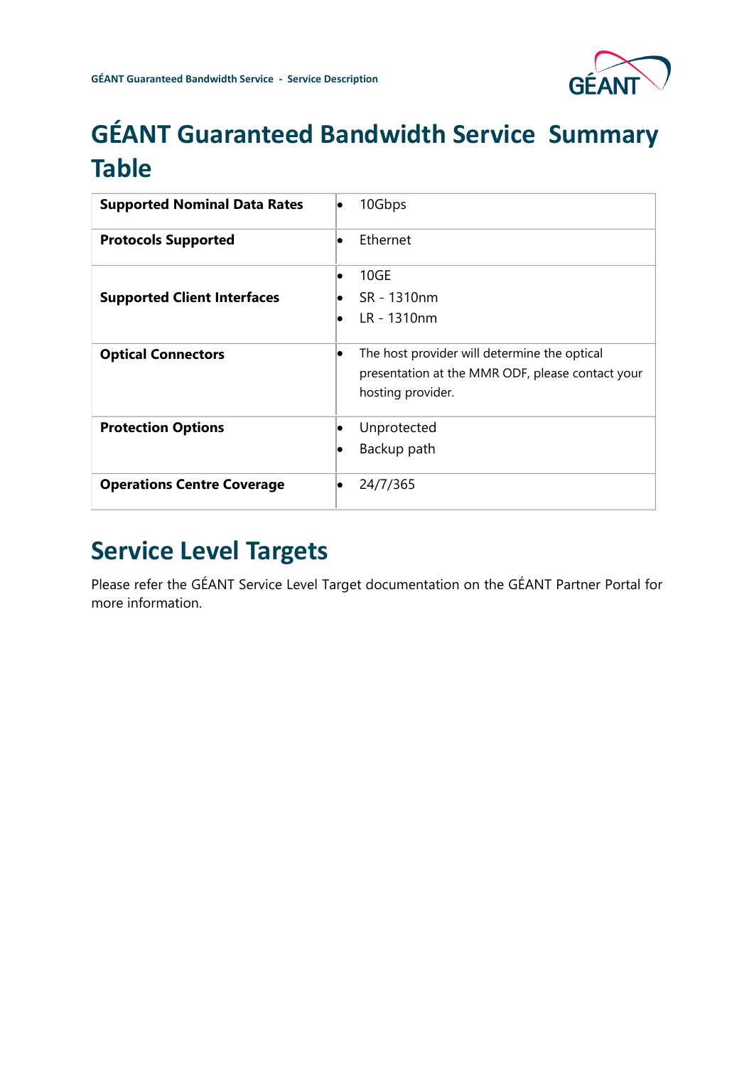# GÉANT Guaranteed Bandwidth Service Summary Table

| | |
|---|---|
| **Supported Nominal Data Rates** | • 10Gbps |
| **Protocols Supported** | • Ethernet |
| **Supported Client Interfaces** | • 10GE<br>• SR - 1310nm<br>• LR - 1310nm |
| **Optical Connectors** | • The host provider will determine the optical presentation at the MMR ODF, please contact your hosting provider. |
| **Protection Options** | • Unprotected<br>• Backup path |
| **Operations Centre Coverage** | • 24/7/365 |

# Service Level Targets

Please refer the GÉANT Service Level Target documentation on the GÉANT Partner Portal for more information.